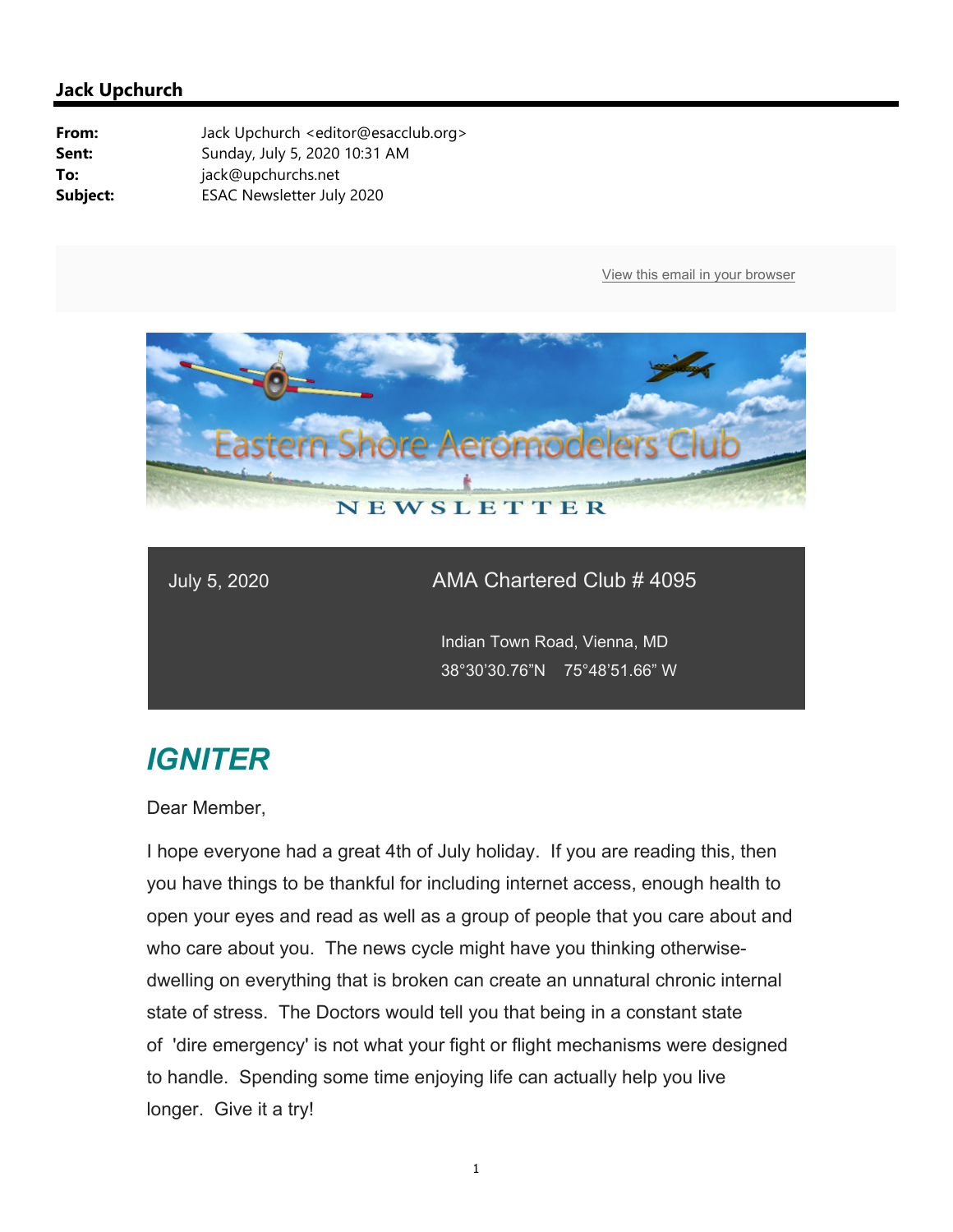**Jack Upchurch**

**From:** Jack Upchurch <editor@esacclub.org>
**Sent:** Sunday, July 5, 2020 10:31 AM
**To:** jack@upchurchs.net
**Subject:** ESAC Newsletter July 2020

View this email in your browser

Eastern Shore Aeromodelers Club

NEWSLETTER

July 5, 2020

AMA Chartered Club # 4095

Indian Town Road, Vienna, MD
38°30'30.76"N 75°48'51.66" W

# *IGNITER*

Dear Member,

I hope everyone had a great 4th of July holiday. If you are reading this, then you have things to be thankful for including internet access, enough health to open your eyes and read as well as a group of people that you care about and who care about you. The news cycle might have you thinking otherwise- dwelling on everything that is broken can create an unnatural chronic internal state of stress. The Doctors would tell you that being in a constant state of 'dire emergency' is not what your fight or flight mechanisms were designed to handle. Spending some time enjoying life can actually help you live longer. Give it a try!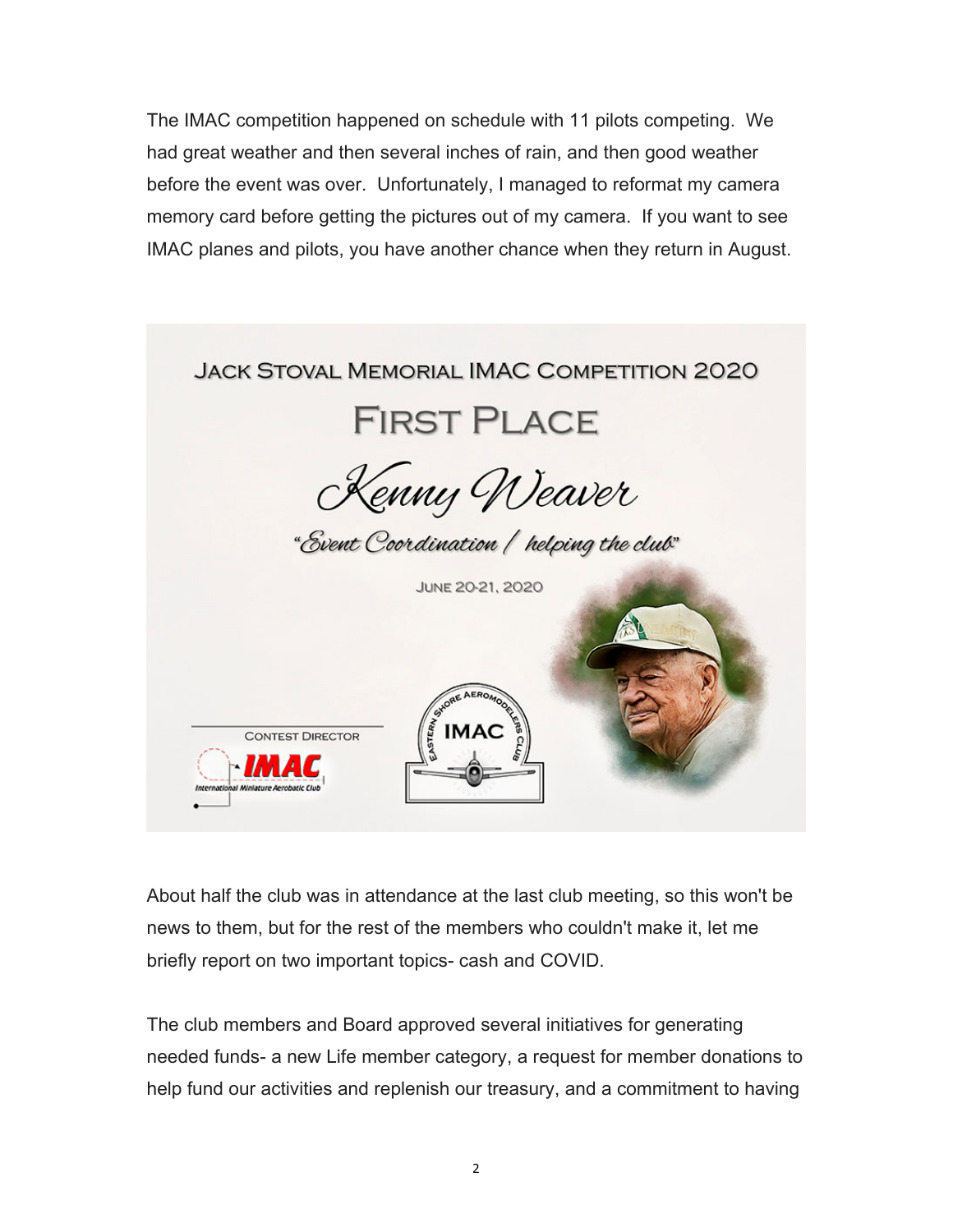The IMAC competition happened on schedule with 11 pilots competing. We had great weather and then several inches of rain, and then good weather before the event was over. Unfortunately, I managed to reformat my camera memory card before getting the pictures out of my camera. If you want to see IMAC planes and pilots, you have another chance when they return in August.

JACK STOVAL MEMORIAL IMAC COMPETITION 2020

FIRST PLACE

*Kenny Weaver*

*"Event Coordination / helping the club"*

JUNE 20-21, 2020

CONTEST DIRECTOR

About half the club was in attendance at the last club meeting, so this won't be news to them, but for the rest of the members who couldn't make it, let me briefly report on two important topics- cash and COVID.

The club members and Board approved several initiatives for generating needed funds- a new Life member category, a request for member donations to help fund our activities and replenish our treasury, and a commitment to having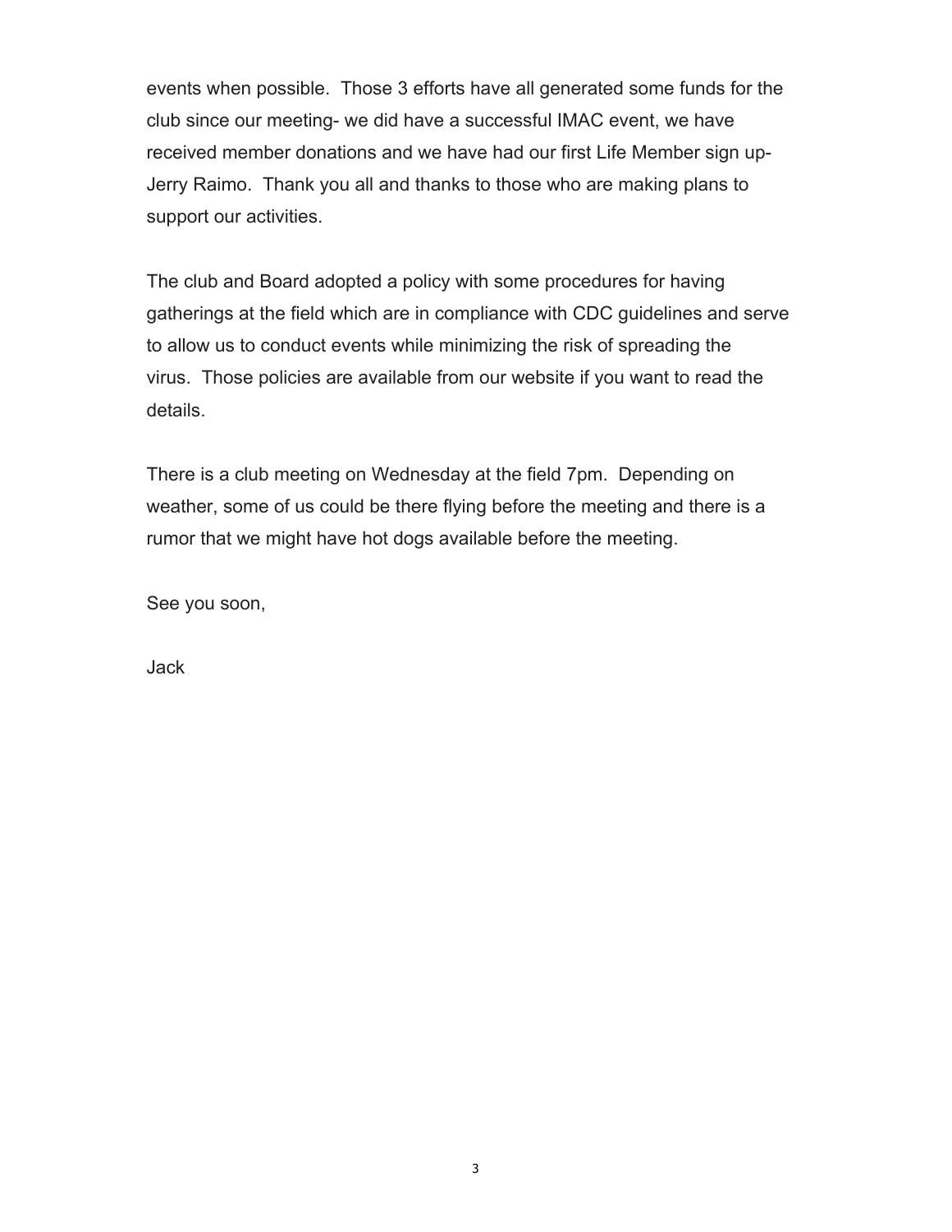events when possible.  Those 3 efforts have all generated some funds for the club since our meeting- we did have a successful IMAC event, we have received member donations and we have had our first Life Member sign up- Jerry Raimo.  Thank you all and thanks to those who are making plans to support our activities.

The club and Board adopted a policy with some procedures for having gatherings at the field which are in compliance with CDC guidelines and serve to allow us to conduct events while minimizing the risk of spreading the virus.  Those policies are available from our website if you want to read the details.

There is a club meeting on Wednesday at the field 7pm.  Depending on weather, some of us could be there flying before the meeting and there is a rumor that we might have hot dogs available before the meeting.

See you soon,

Jack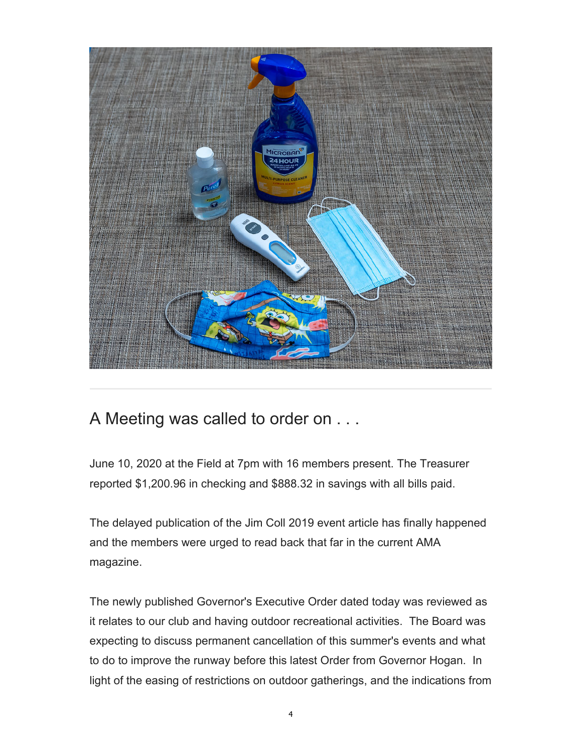## A Meeting was called to order on . . .

June 10, 2020 at the Field at 7pm with 16 members present. The Treasurer reported $1,200.96 in checking and $888.32 in savings with all bills paid.

The delayed publication of the Jim Coll 2019 event article has finally happened and the members were urged to read back that far in the current AMA magazine.

The newly published Governor's Executive Order dated today was reviewed as it relates to our club and having outdoor recreational activities. The Board was expecting to discuss permanent cancellation of this summer's events and what to do to improve the runway before this latest Order from Governor Hogan. In light of the easing of restrictions on outdoor gatherings, and the indications from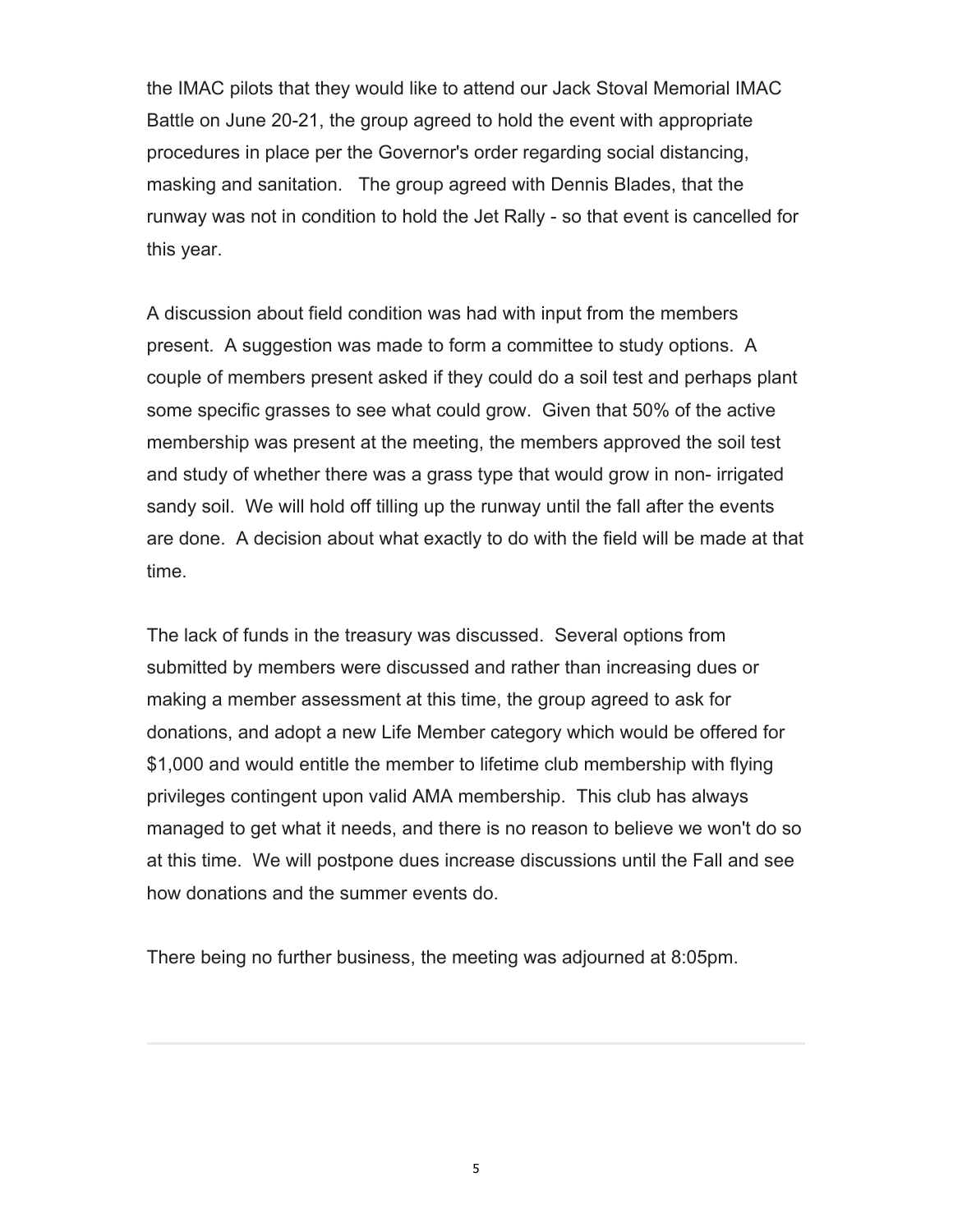the IMAC pilots that they would like to attend our Jack Stoval Memorial IMAC Battle on June 20-21, the group agreed to hold the event with appropriate procedures in place per the Governor's order regarding social distancing, masking and sanitation. The group agreed with Dennis Blades, that the runway was not in condition to hold the Jet Rally - so that event is cancelled for this year.

A discussion about field condition was had with input from the members present. A suggestion was made to form a committee to study options. A couple of members present asked if they could do a soil test and perhaps plant some specific grasses to see what could grow. Given that 50% of the active membership was present at the meeting, the members approved the soil test and study of whether there was a grass type that would grow in non- irrigated sandy soil. We will hold off tilling up the runway until the fall after the events are done. A decision about what exactly to do with the field will be made at that time.

The lack of funds in the treasury was discussed. Several options from submitted by members were discussed and rather than increasing dues or making a member assessment at this time, the group agreed to ask for donations, and adopt a new Life Member category which would be offered for $1,000 and would entitle the member to lifetime club membership with flying privileges contingent upon valid AMA membership. This club has always managed to get what it needs, and there is no reason to believe we won't do so at this time. We will postpone dues increase discussions until the Fall and see how donations and the summer events do.

There being no further business, the meeting was adjourned at 8:05pm.

---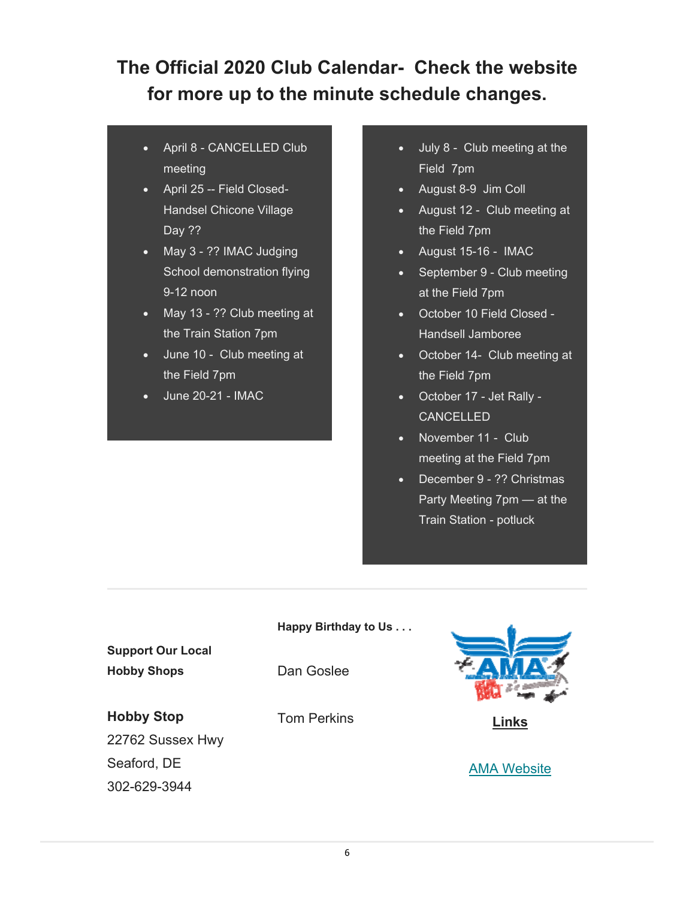# The Official 2020 Club Calendar- Check the website for more up to the minute schedule changes.

- April 8 - CANCELLED Club meeting
- April 25 -- Field Closed- Handsel Chicone Village Day ??
- May 3 - ?? IMAC Judging School demonstration flying 9-12 noon
- May 13 - ?? Club meeting at the Train Station 7pm
- June 10 - Club meeting at the Field 7pm
- June 20-21 - IMAC
- July 8 - Club meeting at the Field 7pm
- August 8-9 Jim Coll
- August 12 - Club meeting at the Field 7pm
- August 15-16 - IMAC
- September 9 - Club meeting at the Field 7pm
- October 10 Field Closed - Handsell Jamboree
- October 14- Club meeting at the Field 7pm
- October 17 - Jet Rally - CANCELLED
- November 11 - Club meeting at the Field 7pm
- December 9 - ?? Christmas Party Meeting 7pm — at the Train Station - potluck

---

**Support Our Local Hobby Shops**

**Hobby Stop**
22762 Sussex Hwy
Seaford, DE
302-629-3944

**Happy Birthday to Us . . .**

Dan Goslee

Tom Perkins

**Links**

[AMA Website]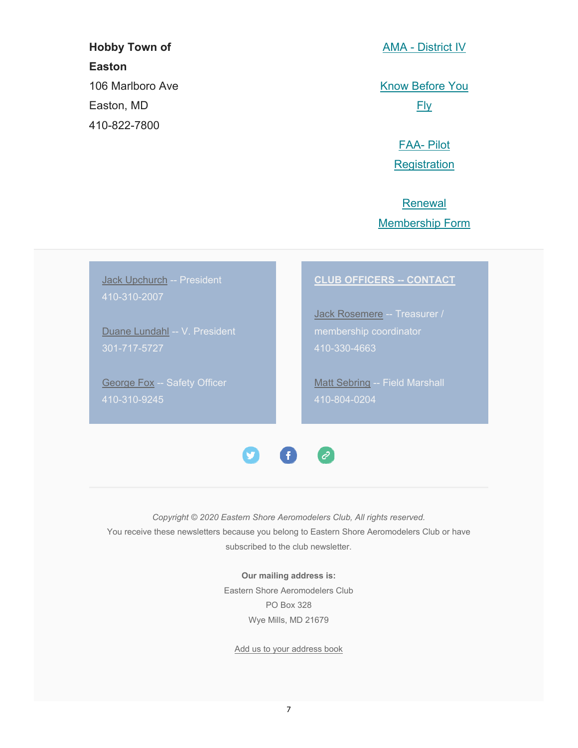**Hobby Town of Easton**
106 Marlboro Ave
Easton, MD
410-822-7800

AMA - District IV

Know Before You Fly

FAA- Pilot Registration

Renewal Membership Form

Jack Upchurch -- President
410-310-2007

Duane Lundahl -- V. President
301-717-5727

George Fox -- Safety Officer
410-310-9245

**CLUB OFFICERS -- CONTACT**

Jack Rosemere -- Treasurer / membership coordinator
410-330-4663

Matt Sebring -- Field Marshall
410-804-0204

*Copyright © 2020 Eastern Shore Aeromodelers Club, All rights reserved.*
You receive these newsletters because you belong to Eastern Shore Aeromodelers Club or have subscribed to the club newsletter.

**Our mailing address is:**
Eastern Shore Aeromodelers Club
PO Box 328
Wye Mills, MD 21679

Add us to your address book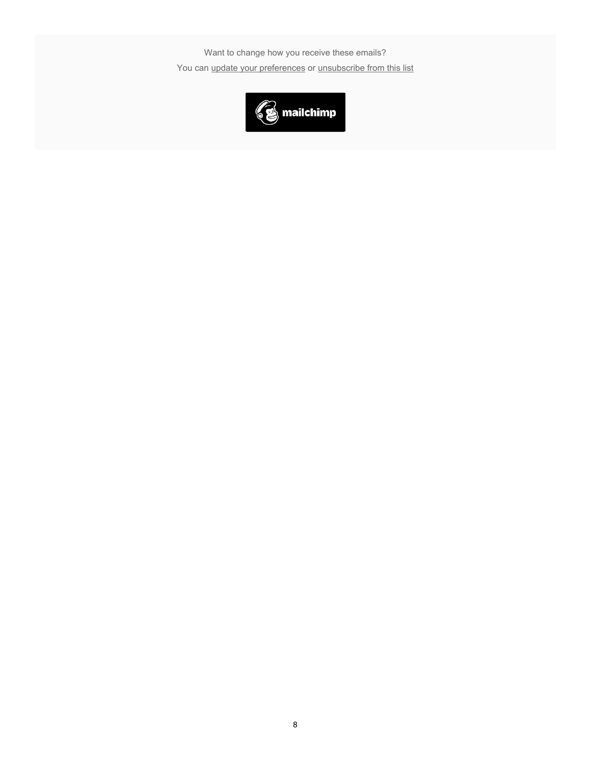Want to change how you receive these emails?

You can update your preferences or unsubscribe from this list